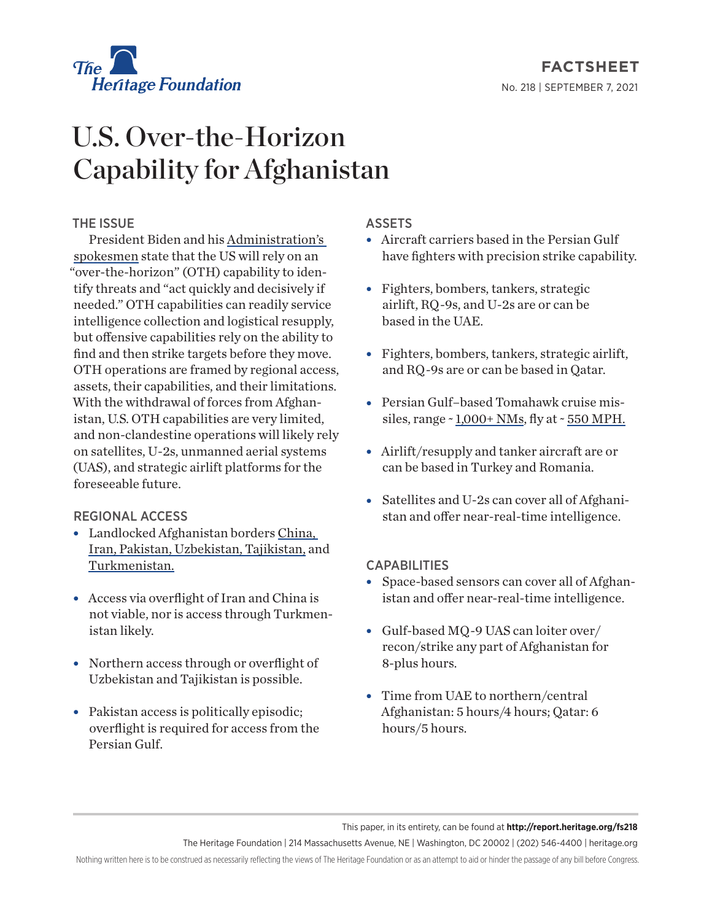The Heritage Foundation

FACTSHEET

No. 218 | SEPTEMBER 7, 2021

# U.S. Over-the-Horizon Capability for Afghanistan

## THE ISSUE

President Biden and his Administration's spokesmen state that the US will rely on an "over-the-horizon" (OTH) capability to identify threats and "act quickly and decisively if needed." OTH capabilities can readily service intelligence collection and logistical resupply, but offensive capabilities rely on the ability to find and then strike targets before they move. OTH operations are framed by regional access, assets, their capabilities, and their limitations. With the withdrawal of forces from Afghanistan, U.S. OTH capabilities are very limited, and non-clandestine operations will likely rely on satellites, U-2s, unmanned aerial systems (UAS), and strategic airlift platforms for the foreseeable future.

## REGIONAL ACCESS

- Landlocked Afghanistan borders China, Iran, Pakistan, Uzbekistan, Tajikistan, and Turkmenistan.
- Access via overflight of Iran and China is not viable, nor is access through Turkmenistan likely.
- Northern access through or overflight of Uzbekistan and Tajikistan is possible.
- Pakistan access is politically episodic; overflight is required for access from the Persian Gulf.

## ASSETS

- Aircraft carriers based in the Persian Gulf have fighters with precision strike capability.
- Fighters, bombers, tankers, strategic airlift, RQ-9s, and U-2s are or can be based in the UAE.
- Fighters, bombers, tankers, strategic airlift, and RQ-9s are or can be based in Qatar.
- Persian Gulf–based Tomahawk cruise missiles, range ~ 1,000+ NMs, fly at ~ 550 MPH.
- Airlift/resupply and tanker aircraft are or can be based in Turkey and Romania.
- Satellites and U-2s can cover all of Afghanistan and offer near-real-time intelligence.

## CAPABILITIES

- Space-based sensors can cover all of Afghanistan and offer near-real-time intelligence.
- Gulf-based MQ-9 UAS can loiter over/recon/strike any part of Afghanistan for 8-plus hours.
- Time from UAE to northern/central Afghanistan: 5 hours/4 hours; Qatar: 6 hours/5 hours.

This paper, in its entirety, can be found at **http://report.heritage.org/fs218**

The Heritage Foundation | 214 Massachusetts Avenue, NE | Washington, DC 20002 | (202) 546-4400 | heritage.org

Nothing written here is to be construed as necessarily reflecting the views of The Heritage Foundation or as an attempt to aid or hinder the passage of any bill before Congress.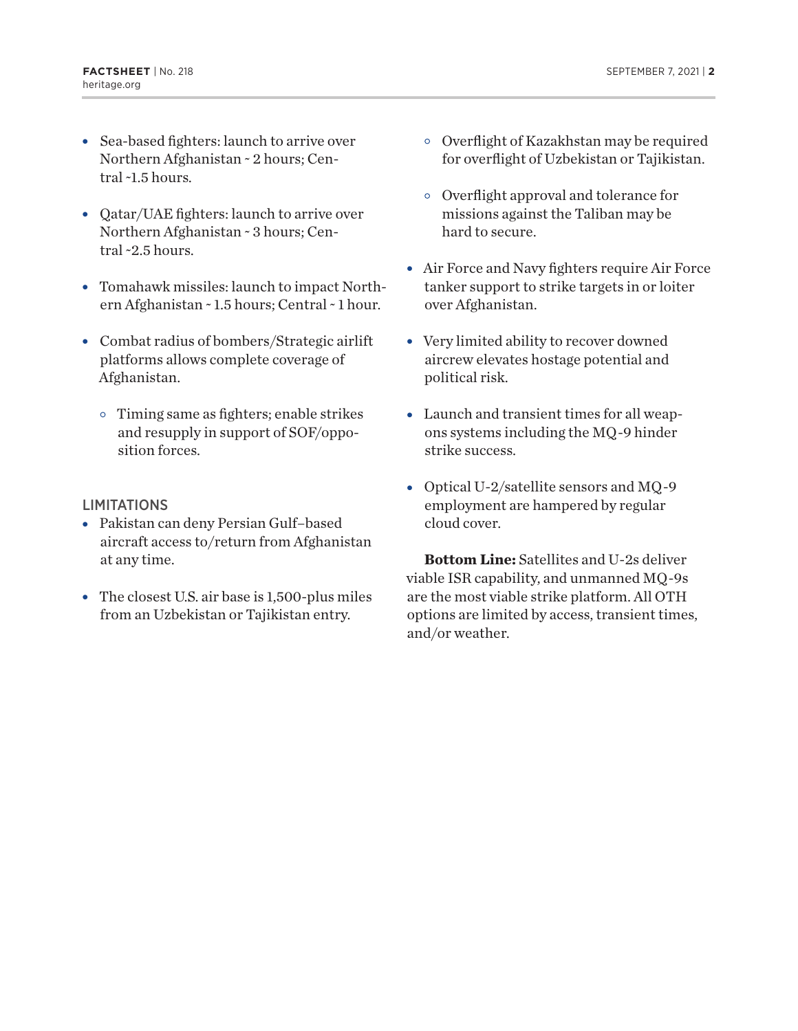- Sea-based fighters: launch to arrive over Northern Afghanistan ~ 2 hours; Central ~1.5 hours.
- Qatar/UAE fighters: launch to arrive over Northern Afghanistan ~ 3 hours; Central ~2.5 hours.
- Tomahawk missiles: launch to impact Northern Afghanistan ~ 1.5 hours; Central ~ 1 hour.
- Combat radius of bombers/Strategic airlift platforms allows complete coverage of Afghanistan.
  - Timing same as fighters; enable strikes and resupply in support of SOF/opposition forces.

## LIMITATIONS

- Pakistan can deny Persian Gulf–based aircraft access to/return from Afghanistan at any time.
- The closest U.S. air base is 1,500-plus miles from an Uzbekistan or Tajikistan entry.
  - Overflight of Kazakhstan may be required for overflight of Uzbekistan or Tajikistan.
  - Overflight approval and tolerance for missions against the Taliban may be hard to secure.
- Air Force and Navy fighters require Air Force tanker support to strike targets in or loiter over Afghanistan.
- Very limited ability to recover downed aircrew elevates hostage potential and political risk.
- Launch and transient times for all weapons systems including the MQ-9 hinder strike success.
- Optical U-2/satellite sensors and MQ-9 employment are hampered by regular cloud cover.

**Bottom Line:** Satellites and U-2s deliver viable ISR capability, and unmanned MQ-9s are the most viable strike platform. All OTH options are limited by access, transient times, and/or weather.